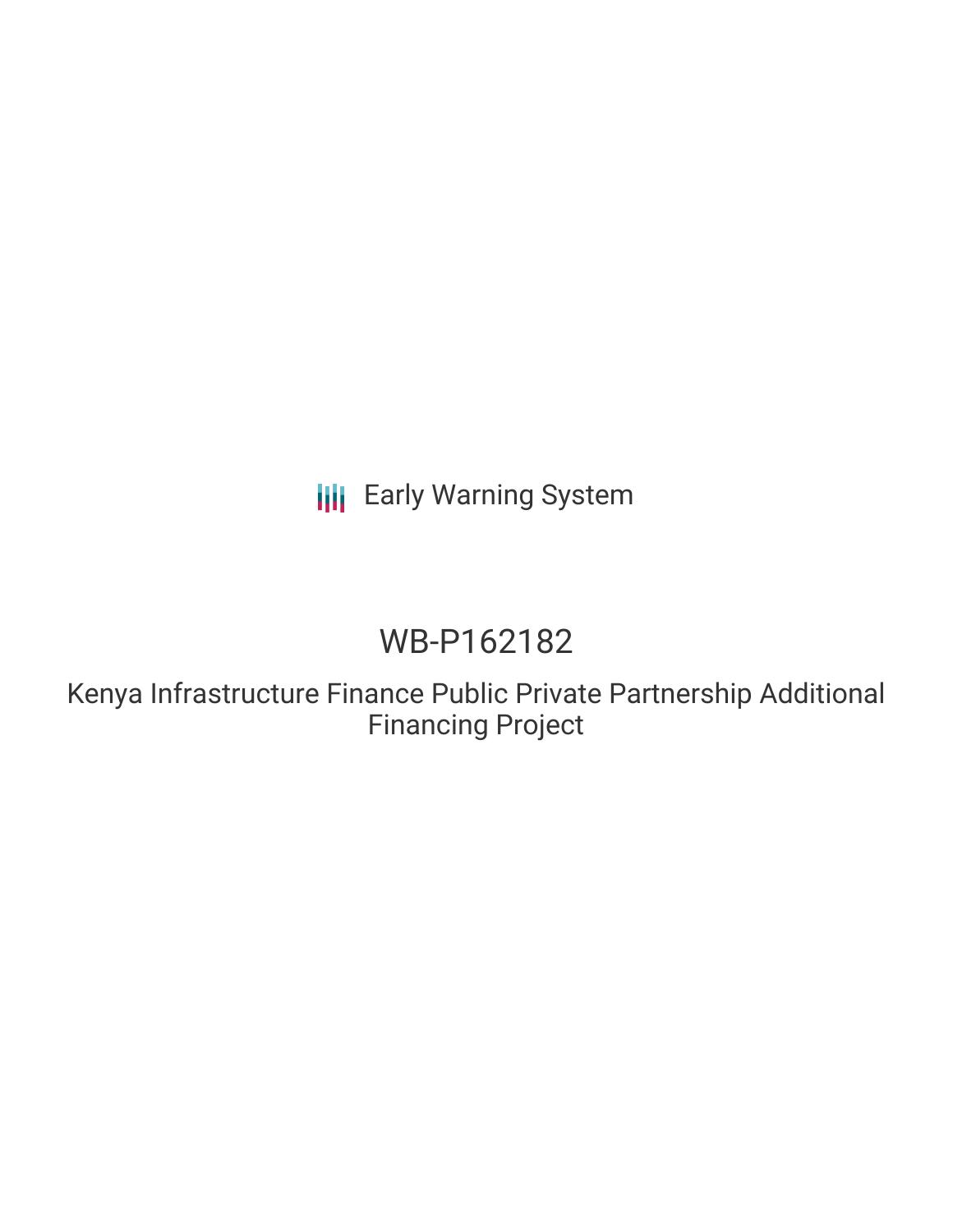Early Warning System

# WB-P162182

## Kenya Infrastructure Finance Public Private Partnership Additional Financing Project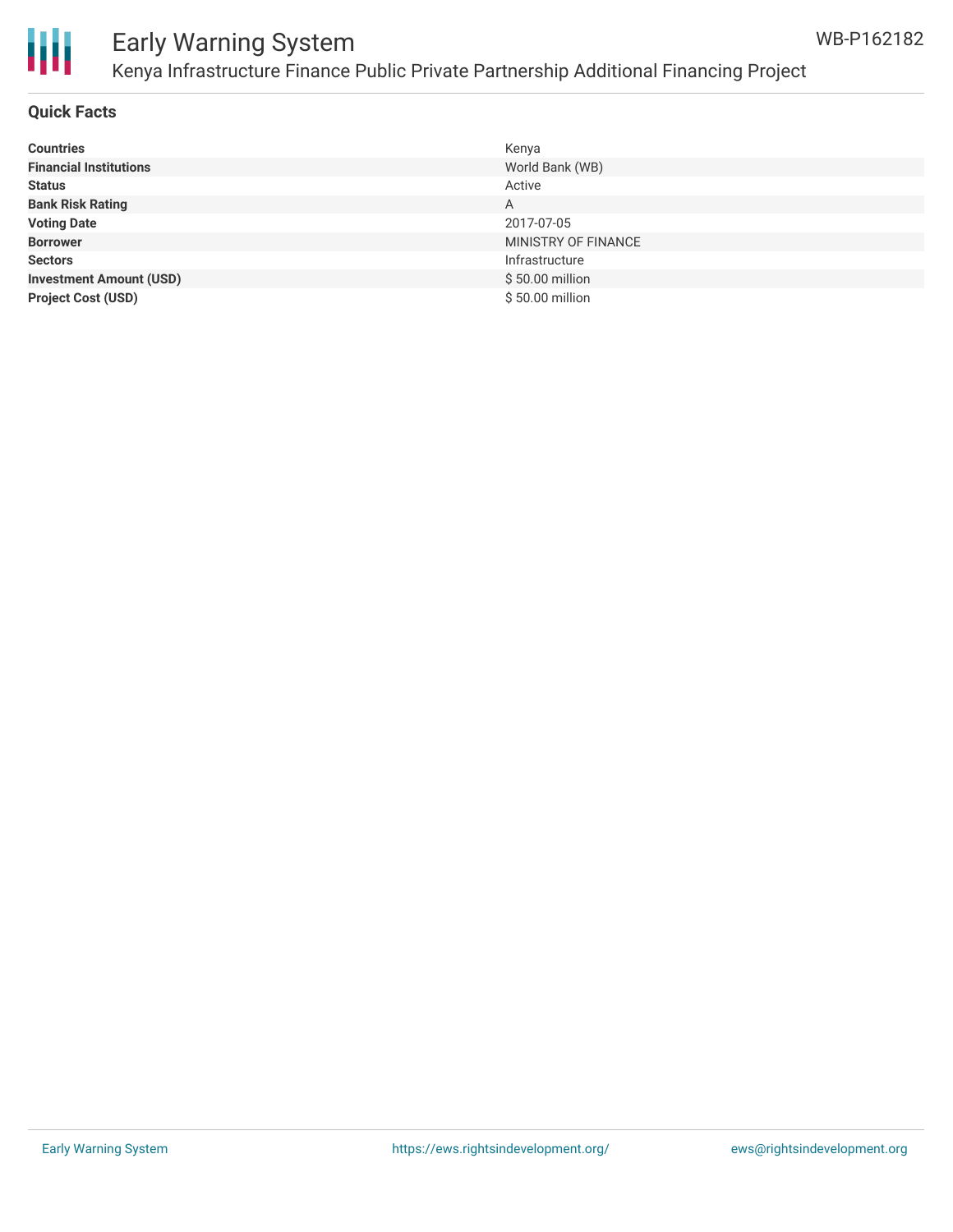## Quick Facts

| | |
|---|---|
| **Countries** | Kenya |
| **Financial Institutions** | World Bank (WB) |
| **Status** | Active |
| **Bank Risk Rating** | A |
| **Voting Date** | 2017-07-05 |
| **Borrower** | MINISTRY OF FINANCE |
| **Sectors** | Infrastructure |
| **Investment Amount (USD)** | $ 50.00 million |
| **Project Cost (USD)** | $ 50.00 million |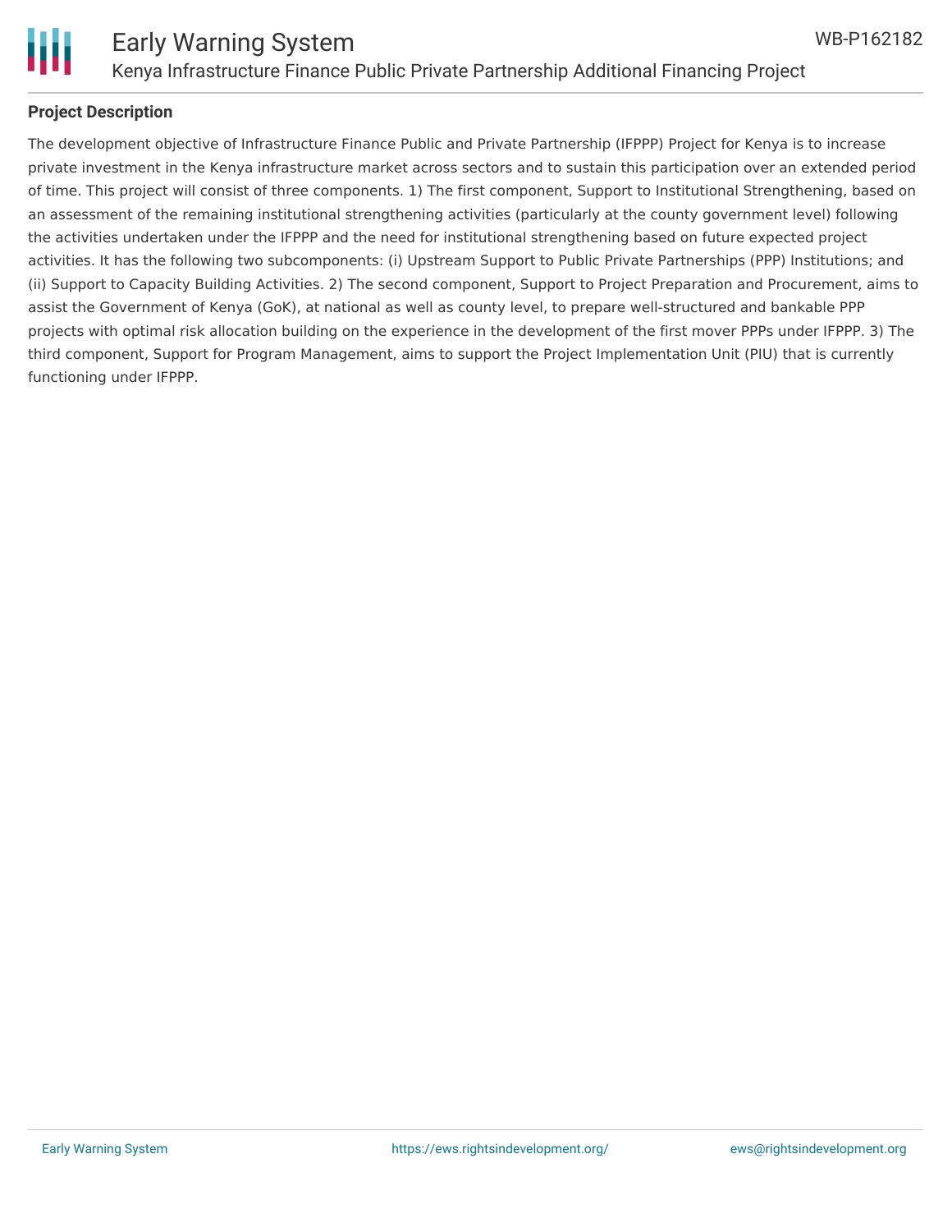## Project Description

The development objective of Infrastructure Finance Public and Private Partnership (IFPPP) Project for Kenya is to increase private investment in the Kenya infrastructure market across sectors and to sustain this participation over an extended period of time. This project will consist of three components. 1) The first component, Support to Institutional Strengthening, based on an assessment of the remaining institutional strengthening activities (particularly at the county government level) following the activities undertaken under the IFPPP and the need for institutional strengthening based on future expected project activities. It has the following two subcomponents: (i) Upstream Support to Public Private Partnerships (PPP) Institutions; and (ii) Support to Capacity Building Activities. 2) The second component, Support to Project Preparation and Procurement, aims to assist the Government of Kenya (GoK), at national as well as county level, to prepare well-structured and bankable PPP projects with optimal risk allocation building on the experience in the development of the first mover PPPs under IFPPP. 3) The third component, Support for Program Management, aims to support the Project Implementation Unit (PIU) that is currently functioning under IFPPP.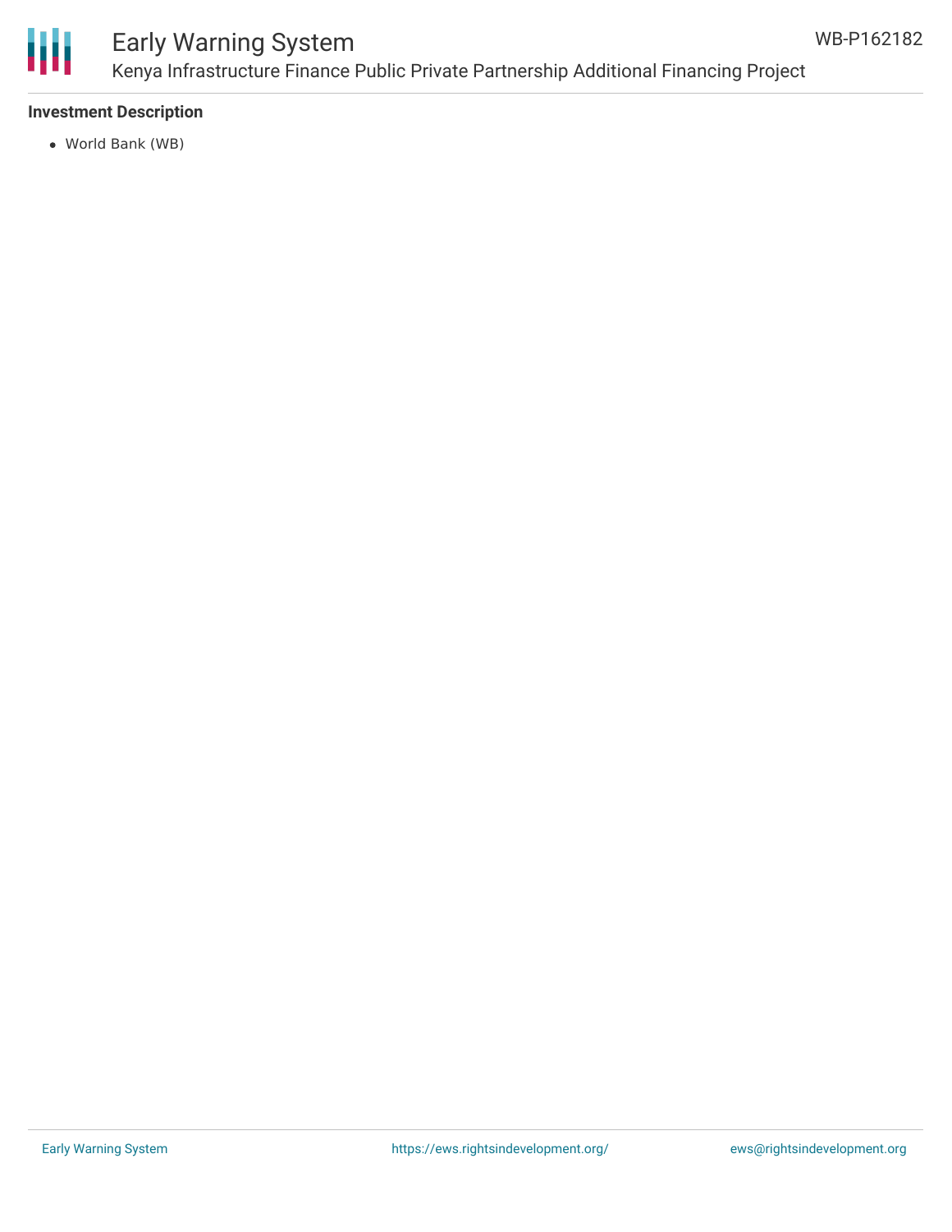## Investment Description

- World Bank (WB)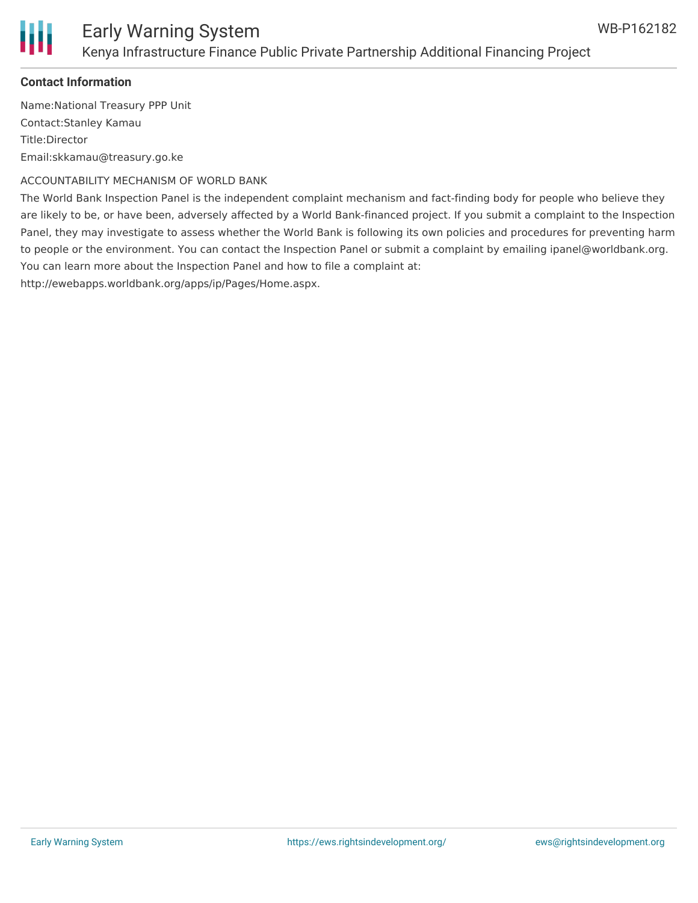**Contact Information**

Name:National Treasury PPP Unit

Contact:Stanley Kamau

Title:Director

Email:skkamau@treasury.go.ke

ACCOUNTABILITY MECHANISM OF WORLD BANK

The World Bank Inspection Panel is the independent complaint mechanism and fact-finding body for people who believe they are likely to be, or have been, adversely affected by a World Bank-financed project. If you submit a complaint to the Inspection Panel, they may investigate to assess whether the World Bank is following its own policies and procedures for preventing harm to people or the environment. You can contact the Inspection Panel or submit a complaint by emailing ipanel@worldbank.org. You can learn more about the Inspection Panel and how to file a complaint at: http://ewebapps.worldbank.org/apps/ip/Pages/Home.aspx.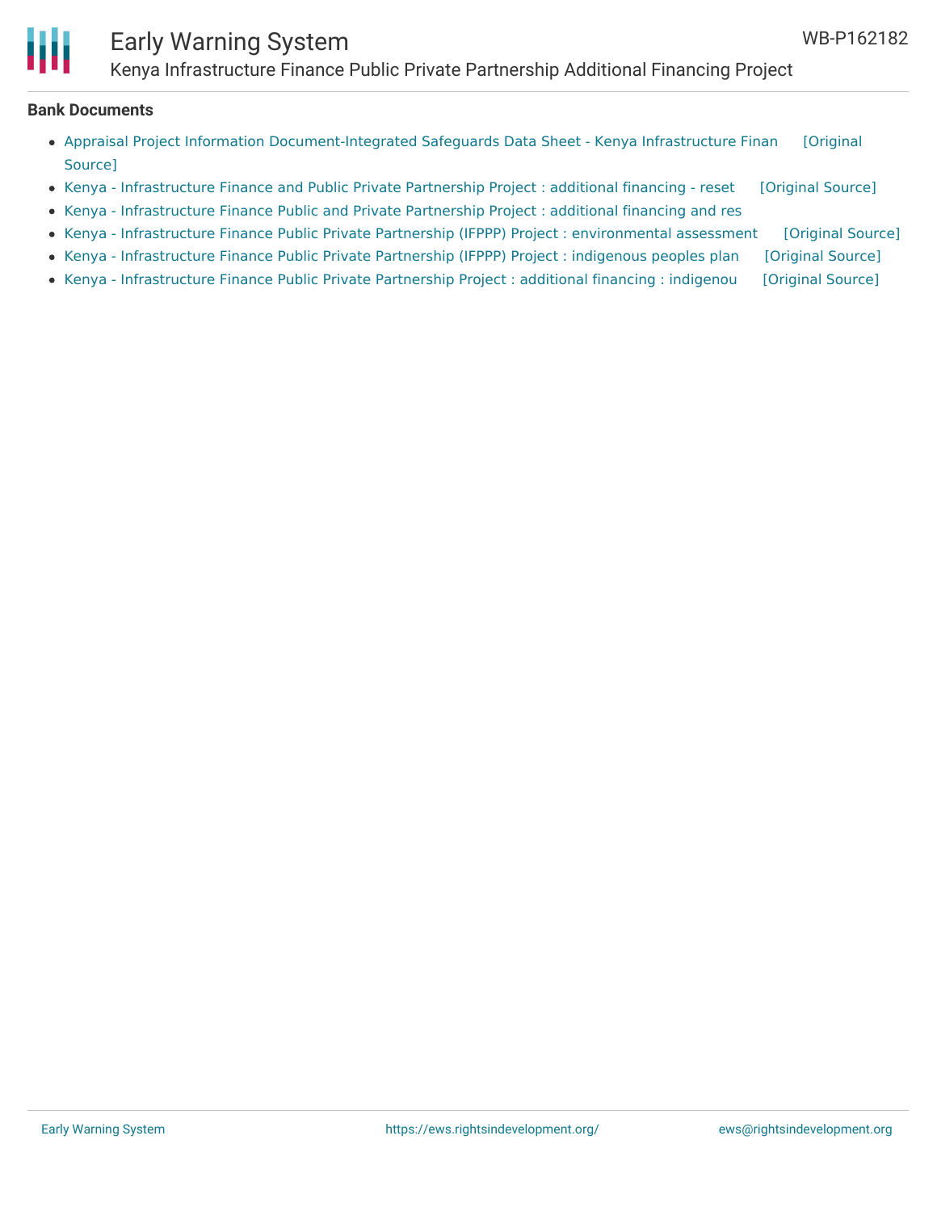**Bank Documents**

- Appraisal Project Information Document-Integrated Safeguards Data Sheet - Kenya Infrastructure Finan [Original Source]
- Kenya - Infrastructure Finance and Public Private Partnership Project : additional financing - reset [Original Source]
- Kenya - Infrastructure Finance Public and Private Partnership Project : additional financing and res
- Kenya - Infrastructure Finance Public Private Partnership (IFPPP) Project : environmental assessment [Original Source]
- Kenya - Infrastructure Finance Public Private Partnership (IFPPP) Project : indigenous peoples plan [Original Source]
- Kenya - Infrastructure Finance Public Private Partnership Project : additional financing : indigenou [Original Source]